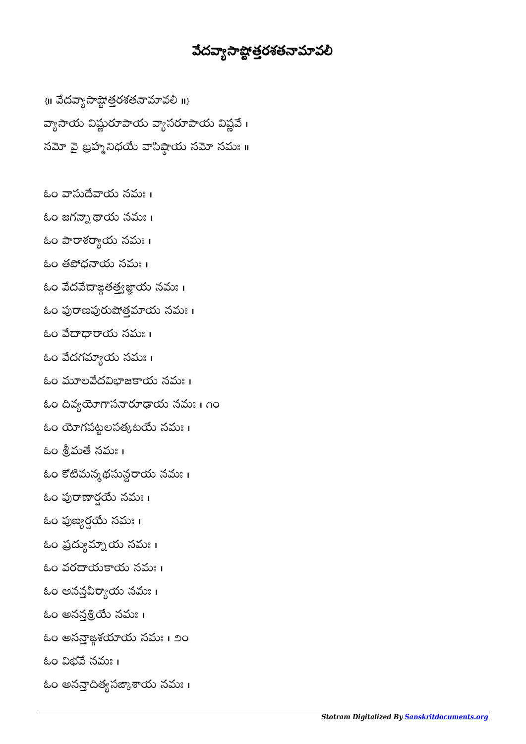# వేదవ్యాసాష్టోత్తరశతనామావలీ

{॥ వేదవ్యాసాష్టోత్తరశతనామావలీ ॥}

వ్యాసాయ విష్ణురూపాయ వ్యాసరూపాయ విష్ణవే ।
నమో వై బ్రహ్మనిధయే వాసిష్ఠాయ నమో నమః ॥

ఓం వాసుదేవాయ నమః ।
ఓం జగన్నాథాయ నమః ।
ఓం పారాశర్యాయ నమః ।
ఓం తపోధనాయ నమః ।
ఓం వేదవేదాఙ్గతత్త్వజ్ఞాయ నమః ।
ఓం పురాణపురుషోత్తమాయ నమః ।
ఓం వేదాధారాయ నమః ।
ఓం వేదగమ్యాయ నమః ।
ఓం మూలవేదవిభాజకాయ నమః ।
ఓం దివ్యయోగాసనారూఢాయ నమః । ౧౦
ఓం యోగపట్టలసత్కటయే నమః ।
ఓం శ్రీమతే నమః ।
ఓం కోటిమన్మథసున్దరాయ నమః ।
ఓం పురాణార్షయే నమః ।
ఓం పుణ్యర్షయే నమః ।
ఓం ప్రద్యుమ్నాయ నమః ।
ఓం వరదాయకాయ నమః ।
ఓం అనన్తవీర్యాయ నమః ।
ఓం అనన్తశ్రియే నమః ।
ఓం అనన్తాఙ్గశయాయ నమః । ౨౦
ఓం విభవే నమః ।
ఓం అనన్తాదిత్యసఙ్కాశాయ నమః ।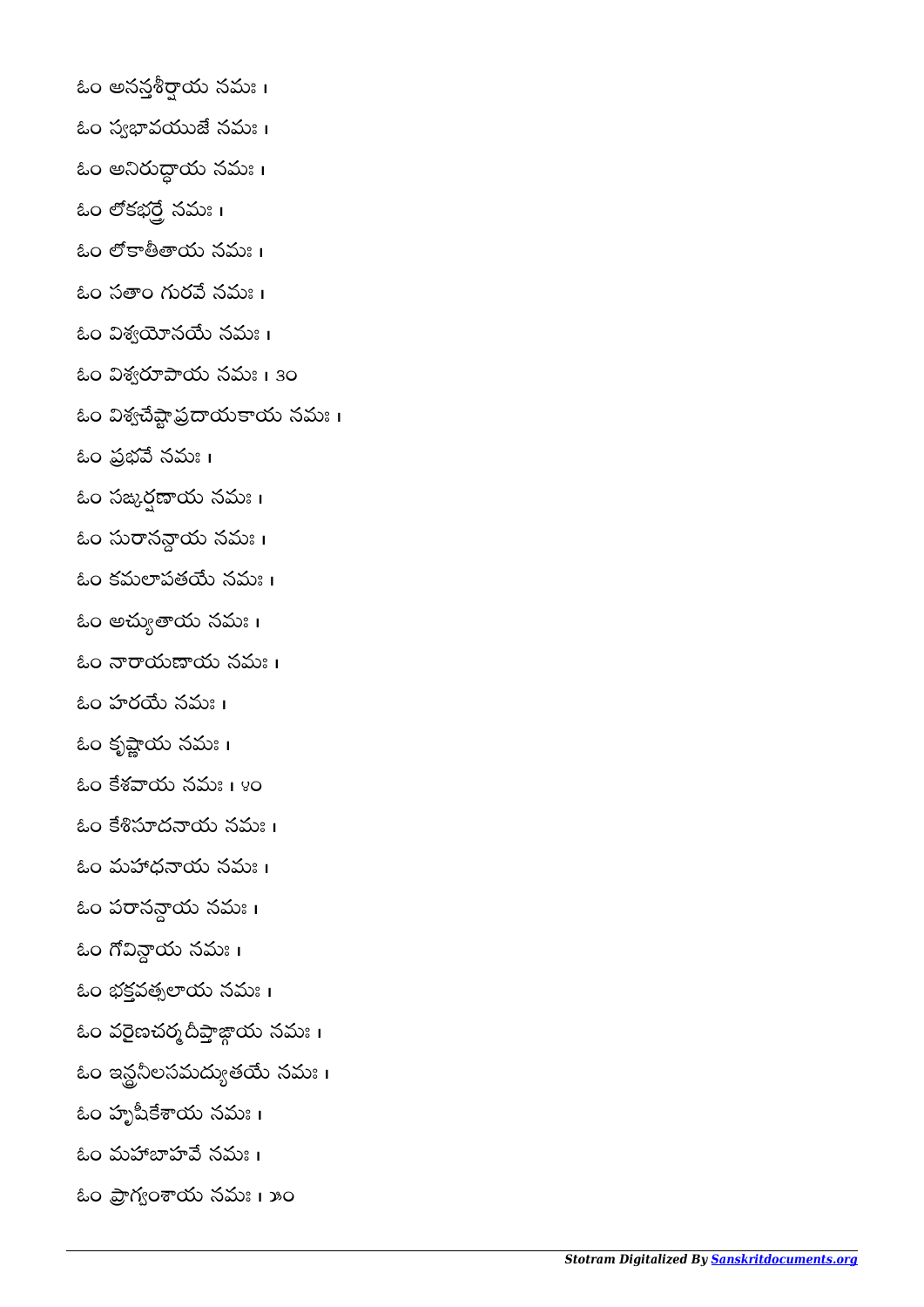ఓం అనన్తశీర్షాయ నమః ।

ఓం స్వభావయుజే నమః ।

ఓం అనిరుద్ధాయ నమః ।

ఓం లోకభర్త్రే నమః ।

ఓం లోకాతీతాయ నమః ।

ఓం సతాం గురవే నమః ।

ఓం విశ్వయోనయే నమః ।

ఓం విశ్వరూపాయ నమః । ౩౦

ఓం విశ్వచేష్టాప్రదాయకాయ నమః ।

ఓం ప్రభవే నమః ।

ఓం సఙ్కర్షణాయ నమః ।

ఓం సురానన్దాయ నమః ।

ఓం కమలాపతయే నమః ।

ఓం అచ్యుతాయ నమః ।

ఓం నారాయణాయ నమః ।

ఓం హరయే నమః ।

ఓం కృష్ణాయ నమః ।

ఓం కేశవాయ నమః । ౪౦

ఓం కేశిసూదనాయ నమః ।

ఓం మహాధనాయ నమః ।

ఓం పరానన్దాయ నమః ।

ఓం గోవిన్దాయ నమః ।

ఓం భక్తవత్సలాయ నమః ।

ఓం వరైణచర్మదీప్తాఙ్గాయ నమః ।

ఓం ఇన్ద్రనీలసమద్యుతయే నమః ।

ఓం హృషీకేశాయ నమః ।

ఓం మహాబాహవే నమః ।

ఓం ప్రాగ్వంశాయ నమః । ౫౦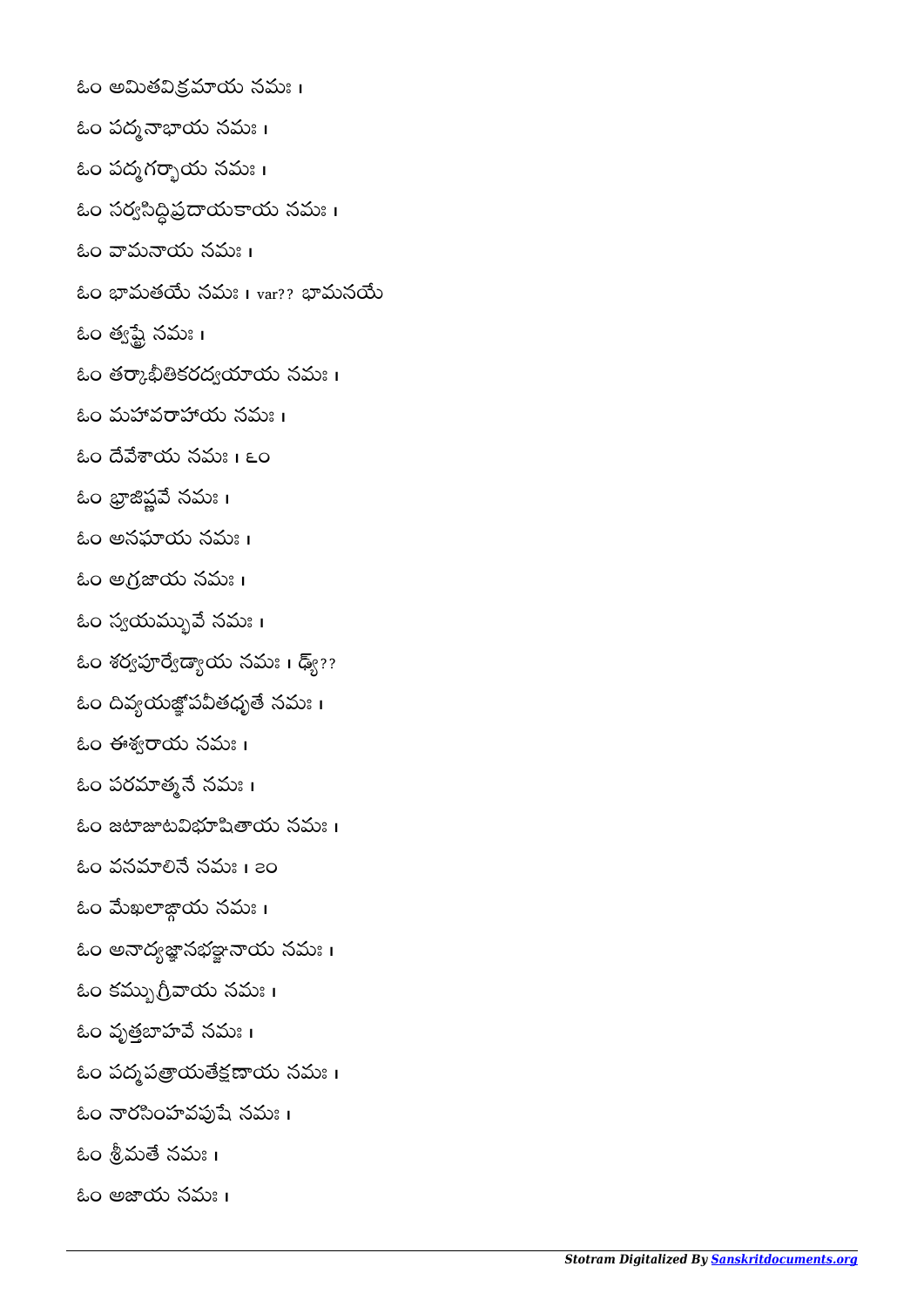ఓం అమితవిక్రమాయ నమః ।

ఓం పద్మనాభాయ నమః ।

ఓం పద్మగర్భాయ నమః ।

ఓం సర్వసిద్ధిప్రదాయకాయ నమః ।

ఓం వామనాయ నమః ।

ఓం భామతయే నమః । var?? భామనయే

ఓం త్వష్ట్రే నమః ।

ఓం తర్కాభీతికరద్వయాయ నమః ।

ఓం మహావరాహాయ నమః ।

ఓం దేవేశాయ నమః । ౬౦

ఓం భ్రాజిష్ణవే నమః ।

ఓం అనఘాయ నమః ।

ఓం అగ్రజాయ నమః ।

ఓం స్వయమ్భువే నమః ।

ఓం శర్వపూర్వేడ్యాయ నమః । డ్యే??

ఓం దివ్యయజ్ఞోపవీతధృతే నమః ।

ఓం ఈశ్వరాయ నమః ।

ఓం పరమాత్మనే నమః ।

ఓం జటాజూటవిభూషితాయ నమః ।

ఓం వనమాలినే నమః । ౭౦

ఓం మేఖలాఙ్గాయ నమః ।

ఓం అనాద్యజ్ఞానభఞ్జనాయ నమః ।

ఓం కమ్బుగ్రీవాయ నమః ।

ఓం వృత్తబాహవే నమః ।

ఓం పద్మపత్రాయతేక్షణాయ నమః ।

ఓం నారసింహవపుషే నమః ।

ఓం శ్రీమతే నమః ।

ఓం అజాయ నమః ।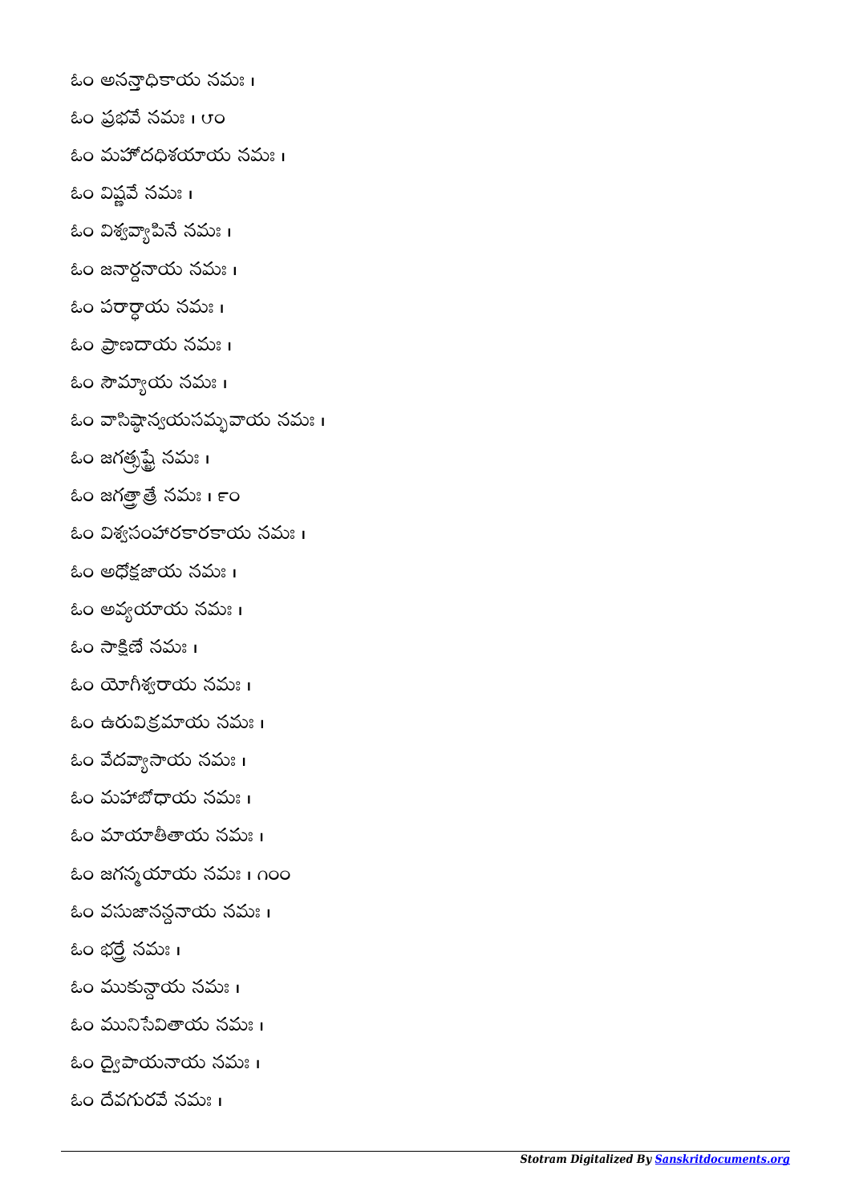ఓం అనన్తాధికాయ నమః ।

ఓం ప్రభవే నమః । ౮౦

ఓం మహోదధిశయాయ నమః ।

ఓం విష్ణవే నమః ।

ఓం విశ్వవ్యాపినే నమః ।

ఓం జనార్దనాయ నమః ।

ఓం పరార్థాయ నమః ।

ఓం ప్రాణదాయ నమః ।

ఓం సౌమ్యాయ నమః ।

ఓం వాసిష్ఠాన్వయసమ్భవాయ నమః ।

ఓం జగత్స్రష్ట్రే నమః ।

ఓం జగత్త్రాత్రే నమః । ౯౦

ఓం విశ్వసంహారకారకాయ నమః ।

ఓం అధోక్షజాయ నమః ।

ఓం అవ్యయాయ నమః ।

ఓం సాక్షిణే నమః ।

ఓం యోగీశ్వరాయ నమః ।

ఓం ఉరువిక్రమాయ నమః ।

ఓం వేదవ్యాసాయ నమః ।

ఓం మహాబోధాయ నమః ।

ఓం మాయాతీతాయ నమః ।

ఓం జగన్మయాయ నమః । ౧౦౦

ఓం వసుజానన్దనాయ నమః ।

ఓం భర్త్రే నమః ।

ఓం ముకున్దాయ నమః ।

ఓం మునిసేవితాయ నమః ।

ఓం ద్వైపాయనాయ నమః ।

ఓం దేవగురవే నమః ।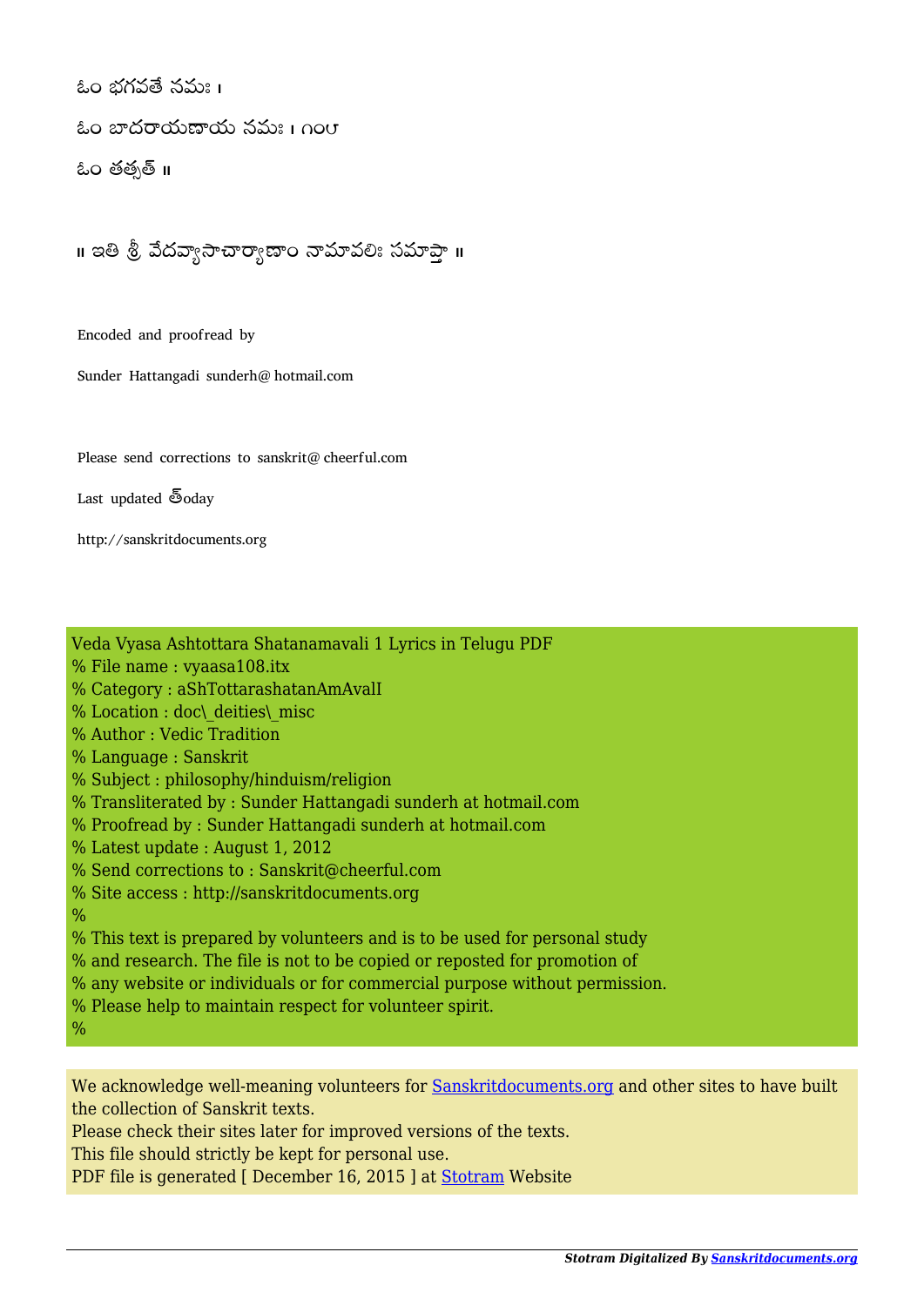ఓం భగవతే నమః ।

ఓం బాదరాయణాయ నమః । ౧౦౮

ఓం తత్సత్ ॥

॥ ఇతి శ్రీ వేదవ్యాసాచార్యాణాం నామావలిః సమాప్తా ॥

Encoded and proofread by

Sunder Hattangadi sunderh@ hotmail.com

Please send corrections to sanskrit@ cheerful.com

Last updated తోday

http://sanskritdocuments.org

Veda Vyasa Ashtottara Shatanamavali 1 Lyrics in Telugu PDF
% File name : vyaasa108.itx
% Category : aShTottarashatanAmAvalI
% Location : doc\_deities\_misc
% Author : Vedic Tradition
% Language : Sanskrit
% Subject : philosophy/hinduism/religion
% Transliterated by : Sunder Hattangadi sunderh at hotmail.com
% Proofread by : Sunder Hattangadi sunderh at hotmail.com
% Latest update : August 1, 2012
% Send corrections to : Sanskrit@cheerful.com
% Site access : http://sanskritdocuments.org
%
% This text is prepared by volunteers and is to be used for personal study
% and research. The file is not to be copied or reposted for promotion of
% any website or individuals or for commercial purpose without permission.
% Please help to maintain respect for volunteer spirit.
%

We acknowledge well-meaning volunteers for Sanskritdocuments.org and other sites to have built the collection of Sanskrit texts.
Please check their sites later for improved versions of the texts.
This file should strictly be kept for personal use.
PDF file is generated [ December 16, 2015 ] at Stotram Website